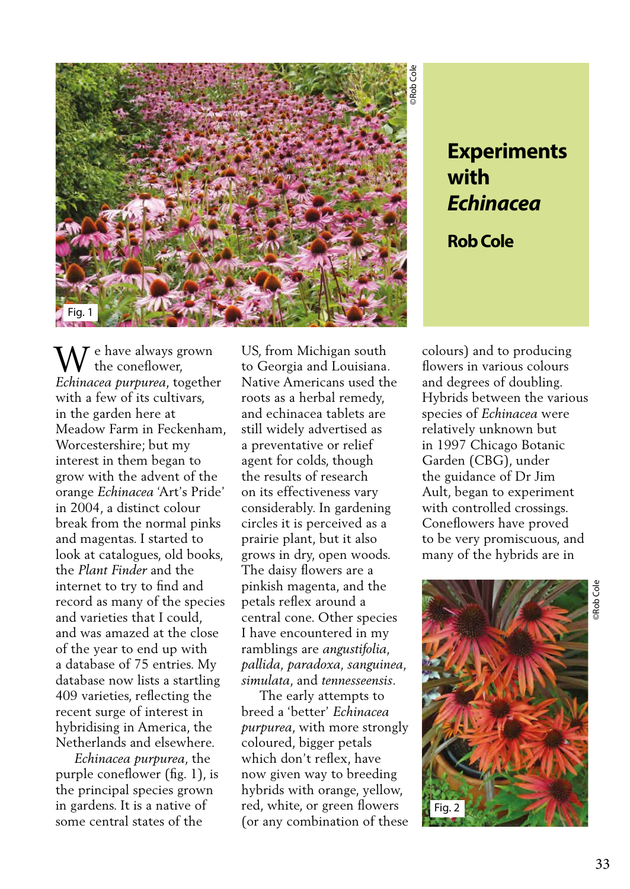# Experiments with *Echinacea*

**Rob Cole**

Fig. 1 ©Rob Cole

We have always grown the coneflower, *Echinacea purpurea*, together with a few of its cultivars, in the garden here at Meadow Farm in Feckenham, Worcestershire; but my interest in them began to grow with the advent of the orange *Echinacea* 'Art's Pride' in 2004, a distinct colour break from the normal pinks and magentas. I started to look at catalogues, old books, the *Plant Finder* and the internet to try to find and record as many of the species and varieties that I could, and was amazed at the close of the year to end up with a database of 75 entries. My database now lists a startling 409 varieties, reflecting the recent surge of interest in hybridising in America, the Netherlands and elsewhere.

*Echinacea purpurea*, the purple coneflower (fig. 1), is the principal species grown in gardens. It is a native of some central states of the US, from Michigan south to Georgia and Louisiana. Native Americans used the roots as a herbal remedy, and echinacea tablets are still widely advertised as a preventative or relief agent for colds, though the results of research on its effectiveness vary considerably. In gardening circles it is perceived as a prairie plant, but it also grows in dry, open woods. The daisy flowers are a pinkish magenta, and the petals reflex around a central cone. Other species I have encountered in my ramblings are *angustifolia*, *pallida*, *paradoxa*, *sanguinea*, *simulata*, and *tennesseensis*.

The early attempts to breed a 'better' *Echinacea purpurea*, with more strongly coloured, bigger petals which don't reflex, have now given way to breeding hybrids with orange, yellow, red, white, or green flowers (or any combination of these colours) and to producing flowers in various colours and degrees of doubling. Hybrids between the various species of *Echinacea* were relatively unknown but in 1997 Chicago Botanic Garden (CBG), under the guidance of Dr Jim Ault, began to experiment with controlled crossings. Coneflowers have proved to be very promiscuous, and many of the hybrids are in

Fig. 2 ©Rob Cole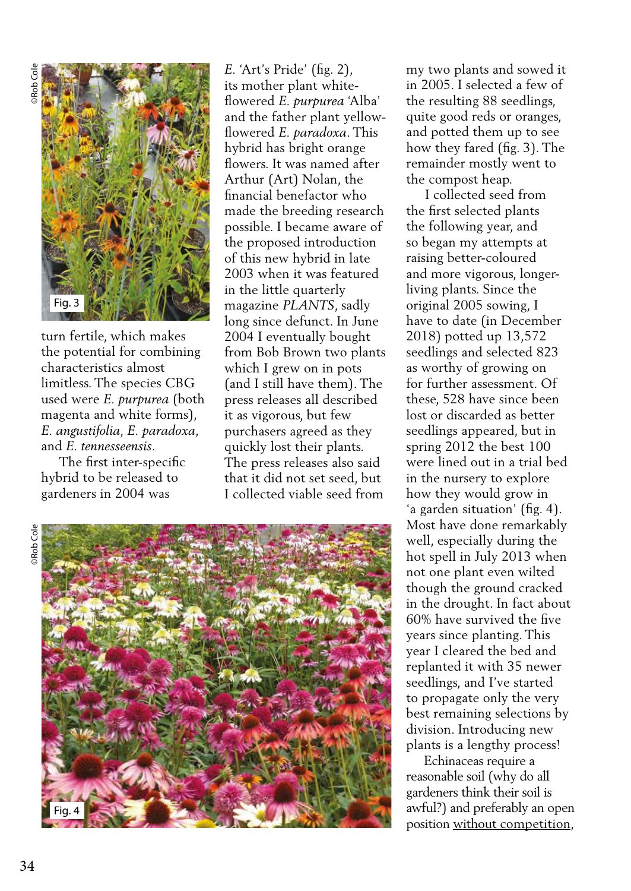turn fertile, which makes the potential for combining characteristics almost limitless. The species CBG used were *E. purpurea* (both magenta and white forms), *E. angustifolia*, *E. paradoxa*, and *E. tennesseensis*.

The first inter-specific hybrid to be released to gardeners in 2004 was *E.* 'Art's Pride' (fig. 2), its mother plant white-flowered *E. purpurea* 'Alba' and the father plant yellow-flowered *E. paradoxa*. This hybrid has bright orange flowers. It was named after Arthur (Art) Nolan, the financial benefactor who made the breeding research possible. I became aware of the proposed introduction of this new hybrid in late 2003 when it was featured in the little quarterly magazine *PLANTS*, sadly long since defunct. In June 2004 I eventually bought from Bob Brown two plants which I grew on in pots (and I still have them). The press releases all described it as vigorous, but few purchasers agreed as they quickly lost their plants. The press releases also said that it did not set seed, but I collected viable seed from my two plants and sowed it in 2005. I selected a few of the resulting 88 seedlings, quite good reds or oranges, and potted them up to see how they fared (fig. 3). The remainder mostly went to the compost heap.

I collected seed from the first selected plants the following year, and so began my attempts at raising better-coloured and more vigorous, longer-living plants. Since the original 2005 sowing, I have to date (in December 2018) potted up 13,572 seedlings and selected 823 as worthy of growing on for further assessment. Of these, 528 have since been lost or discarded as better seedlings appeared, but in spring 2012 the best 100 were lined out in a trial bed in the nursery to explore how they would grow in 'a garden situation' (fig. 4). Most have done remarkably well, especially during the hot spell in July 2013 when not one plant even wilted though the ground cracked in the drought. In fact about 60% have survived the five years since planting. This year I cleared the bed and replanted it with 35 newer seedlings, and I've started to propagate only the very best remaining selections by division. Introducing new plants is a lengthy process!

Echinaceas require a reasonable soil (why do all gardeners think their soil is awful?) and preferably an open position <u>without competition</u>,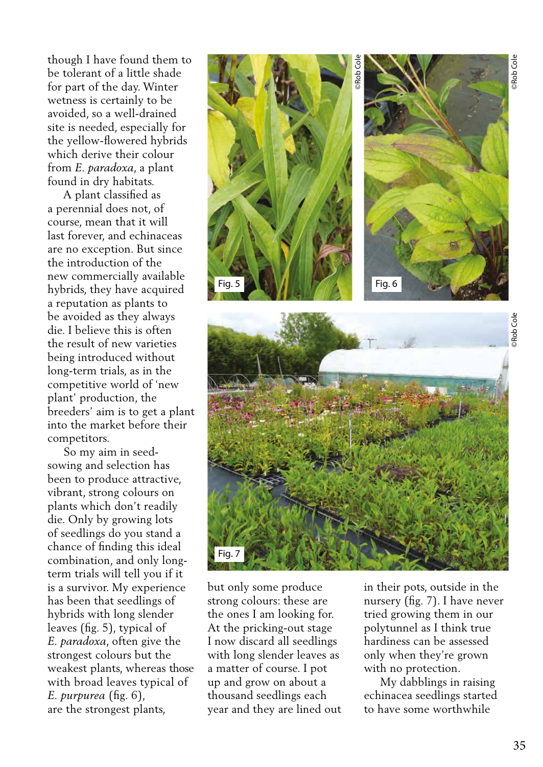though I have found them to be tolerant of a little shade for part of the day. Winter wetness is certainly to be avoided, so a well-drained site is needed, especially for the yellow-flowered hybrids which derive their colour from *E. paradoxa*, a plant found in dry habitats.

A plant classified as a perennial does not, of course, mean that it will last forever, and echinaceas are no exception. But since the introduction of the new commercially available hybrids, they have acquired a reputation as plants to be avoided as they always die. I believe this is often the result of new varieties being introduced without long-term trials, as in the competitive world of 'new plant' production, the breeders' aim is to get a plant into the market before their competitors.

So my aim in seed-sowing and selection has been to produce attractive, vibrant, strong colours on plants which don't readily die. Only by growing lots of seedlings do you stand a chance of finding this ideal combination, and only long-term trials will tell you if it is a survivor. My experience has been that seedlings of hybrids with long slender leaves (fig. 5), typical of *E. paradoxa*, often give the strongest colours but the weakest plants, whereas those with broad leaves typical of *E. purpurea* (fig. 6), are the strongest plants, but only some produce strong colours: these are the ones I am looking for. At the pricking-out stage I now discard all seedlings with long slender leaves as a matter of course. I pot up and grow on about a thousand seedlings each year and they are lined out in their pots, outside in the nursery (fig. 7). I have never tried growing them in our polytunnel as I think true hardiness can be assessed only when they're grown with no protection.

Fig. 5 ©Rob Cole

Fig. 6 ©Rob Cole

Fig. 7 ©Rob Cole

My dabblings in raising echinacea seedlings started to have some worthwhile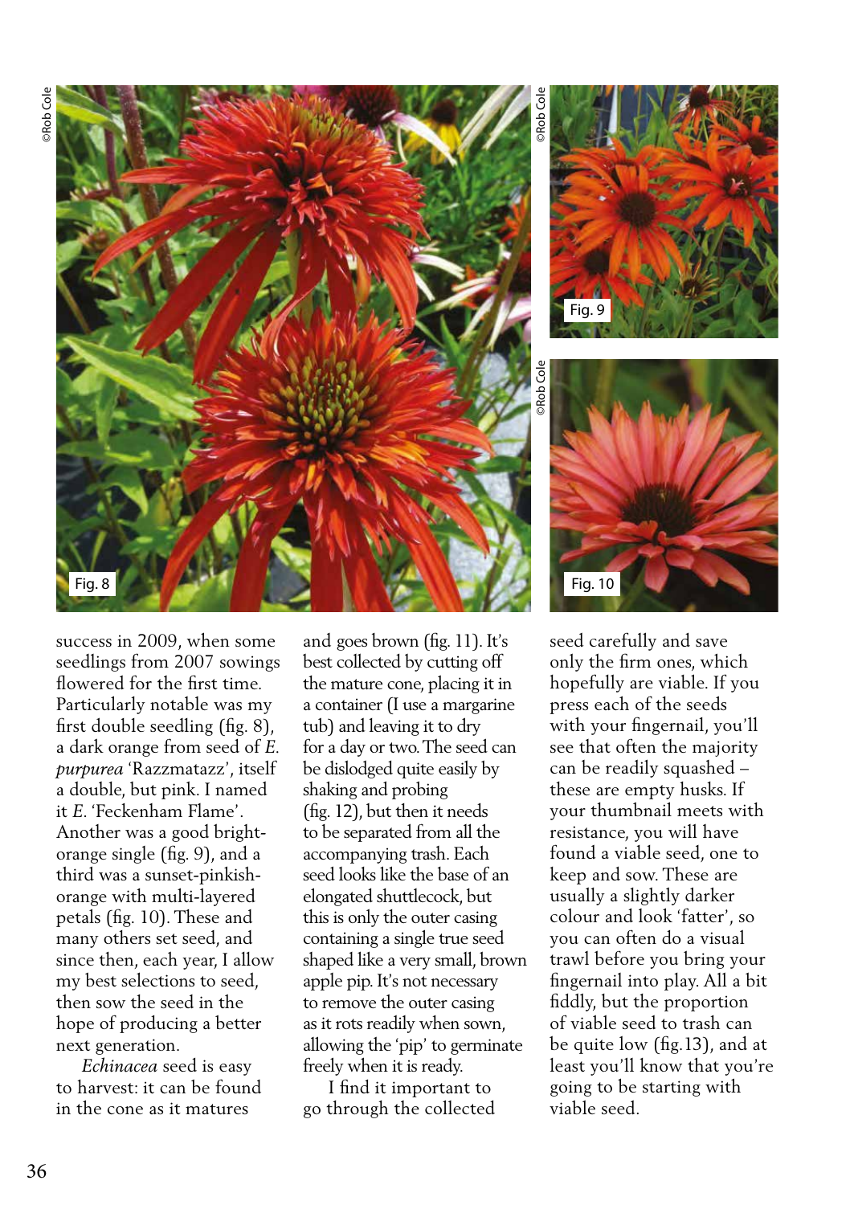Fig. 8

Fig. 9

Fig. 10

success in 2009, when some seedlings from 2007 sowings flowered for the first time. Particularly notable was my first double seedling (fig. 8), a dark orange from seed of *E. purpurea* 'Razzmatazz', itself a double, but pink. I named it *E.* 'Feckenham Flame'. Another was a good bright-orange single (fig. 9), and a third was a sunset-pinkish-orange with multi-layered petals (fig. 10). These and many others set seed, and since then, each year, I allow my best selections to seed, then sow the seed in the hope of producing a better next generation.

*Echinacea* seed is easy to harvest: it can be found in the cone as it matures and goes brown (fig. 11). It's best collected by cutting off the mature cone, placing it in a container (I use a margarine tub) and leaving it to dry for a day or two. The seed can be dislodged quite easily by shaking and probing (fig. 12), but then it needs to be separated from all the accompanying trash. Each seed looks like the base of an elongated shuttlecock, but this is only the outer casing containing a single true seed shaped like a very small, brown apple pip. It's not necessary to remove the outer casing as it rots readily when sown, allowing the 'pip' to germinate freely when it is ready.

I find it important to go through the collected seed carefully and save only the firm ones, which hopefully are viable. If you press each of the seeds with your fingernail, you'll see that often the majority can be readily squashed – these are empty husks. If your thumbnail meets with resistance, you will have found a viable seed, one to keep and sow. These are usually a slightly darker colour and look 'fatter', so you can often do a visual trawl before you bring your fingernail into play. All a bit fiddly, but the proportion of viable seed to trash can be quite low (fig.13), and at least you'll know that you're going to be starting with viable seed.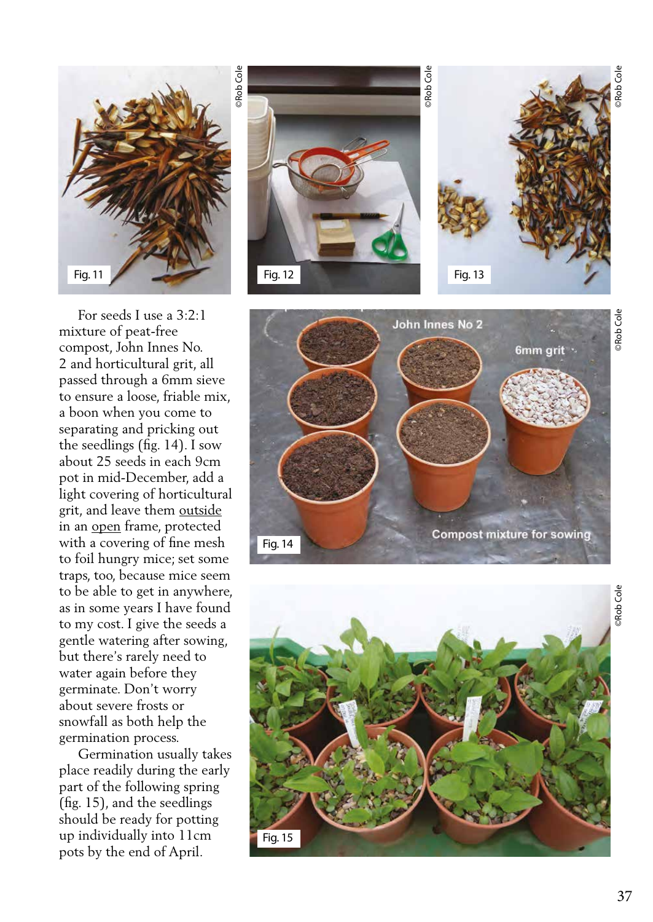For seeds I use a 3:2:1 mixture of peat-free compost, John Innes No. 2 and horticultural grit, all passed through a 6mm sieve to ensure a loose, friable mix, a boon when you come to separating and pricking out the seedlings (fig. 14). I sow about 25 seeds in each 9cm pot in mid-December, add a light covering of horticultural grit, and leave them outside in an open frame, protected with a covering of fine mesh to foil hungry mice; set some traps, too, because mice seem to be able to get in anywhere, as in some years I have found to my cost. I give the seeds a gentle watering after sowing, but there's rarely need to water again before they germinate. Don't worry about severe frosts or snowfall as both help the germination process.

Germination usually takes place readily during the early part of the following spring (fig. 15), and the seedlings should be ready for potting up individually into 11cm pots by the end of April.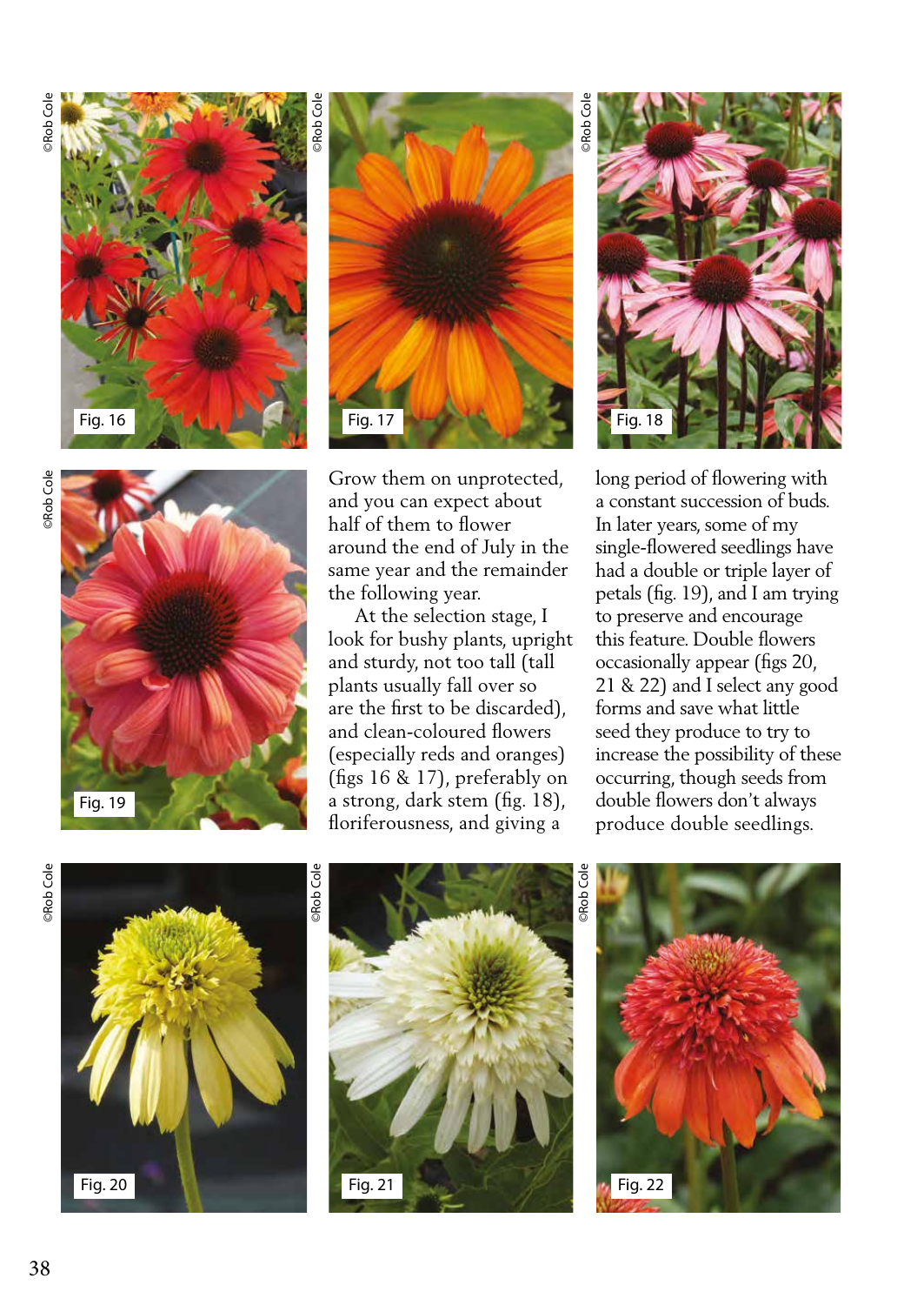Grow them on unprotected, and you can expect about half of them to flower around the end of July in the same year and the remainder the following year.

At the selection stage, I look for bushy plants, upright and sturdy, not too tall (tall plants usually fall over so are the first to be discarded), and clean-coloured flowers (especially reds and oranges) (figs 16 & 17), preferably on a strong, dark stem (fig. 18), floriferousness, and giving a long period of flowering with a constant succession of buds. In later years, some of my single-flowered seedlings have had a double or triple layer of petals (fig. 19), and I am trying to preserve and encourage this feature. Double flowers occasionally appear (figs 20, 21 & 22) and I select any good forms and save what little seed they produce to try to increase the possibility of these occurring, though seeds from double flowers don't always produce double seedlings.

Fig. 16

Fig. 17

Fig. 18

Fig. 19

Fig. 20

Fig. 21

Fig. 22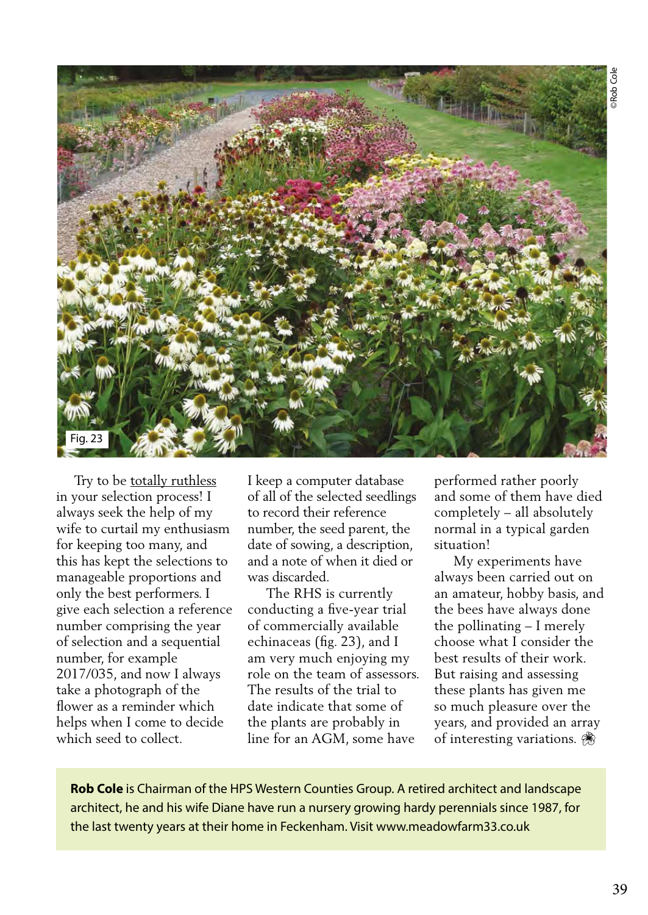Fig. 23

©Rob Cole

Try to be <u>totally ruthless</u> in your selection process! I always seek the help of my wife to curtail my enthusiasm for keeping too many, and this has kept the selections to manageable proportions and only the best performers. I give each selection a reference number comprising the year of selection and a sequential number, for example 2017/035, and now I always take a photograph of the flower as a reminder which helps when I come to decide which seed to collect. I keep a computer database of all of the selected seedlings to record their reference number, the seed parent, the date of sowing, a description, and a note of when it died or was discarded.

The RHS is currently conducting a five-year trial of commercially available echinaceas (fig. 23), and I am very much enjoying my role on the team of assessors. The results of the trial to date indicate that some of the plants are probably in line for an AGM, some have performed rather poorly and some of them have died completely – all absolutely normal in a typical garden situation!

My experiments have always been carried out on an amateur, hobby basis, and the bees have always done the pollinating – I merely choose what I consider the best results of their work. But raising and assessing these plants has given me so much pleasure over the years, and provided an array of interesting variations.

**Rob Cole** is Chairman of the HPS Western Counties Group. A retired architect and landscape architect, he and his wife Diane have run a nursery growing hardy perennials since 1987, for the last twenty years at their home in Feckenham. Visit www.meadowfarm33.co.uk